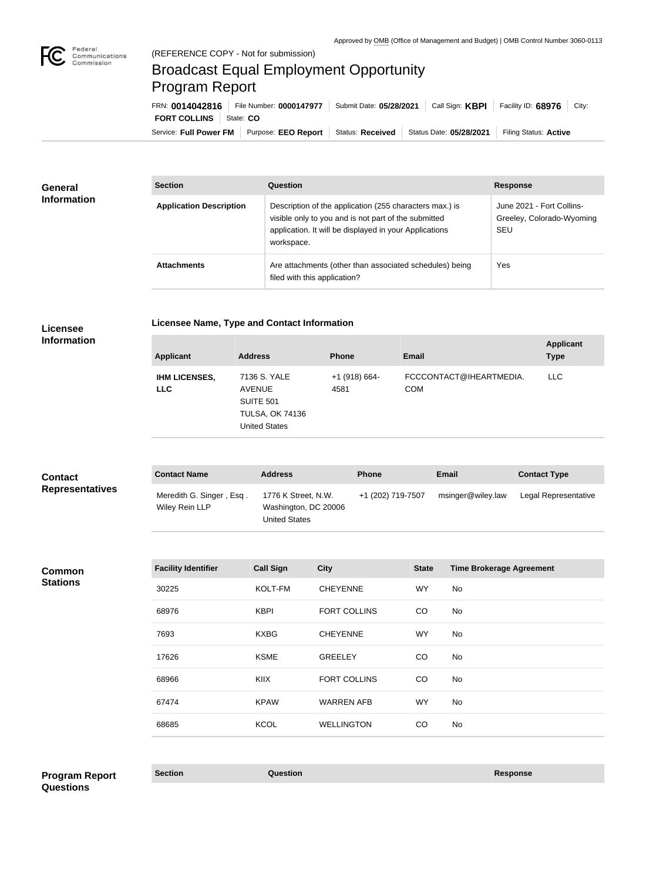Approved by OMB (Office of Management and Budget) | OMB Control Number 3060-0113

(REFERENCE COPY - Not for submission)

# Broadcast Equal Employment Opportunity Program Report

FRN: **0014042816** | File Number: **0000147977** | Submit Date: **05/28/2021** | Call Sign: **KBPI** | Facility ID: **68976** | City: **FORT COLLINS** | State: **CO**

Service: **Full Power FM** | Purpose: **EEO Report** | Status: **Received** | Status Date: **05/28/2021** | Filing Status: **Active**

## General Information

| Section | Question | Response |
| --- | --- | --- |
| **Application Description** | Description of the application (255 characters max.) is visible only to you and is not part of the submitted application. It will be displayed in your Applications workspace. | June 2021 - Fort Collins-Greeley, Colorado-Wyoming SEU |
| **Attachments** | Are attachments (other than associated schedules) being filed with this application? | Yes |

## Licensee Information

### Licensee Name, Type and Contact Information

| Applicant | Address | Phone | Email | Applicant Type |
| --- | --- | --- | --- | --- |
| **IHM LICENSES, LLC** | 7136 S. YALE AVENUE SUITE 501 TULSA, OK 74136 United States | +1 (918) 664-4581 | FCCCONTACT@IHEARTMEDIA.COM | LLC |

## Contact Representatives

| Contact Name | Address | Phone | Email | Contact Type |
| --- | --- | --- | --- | --- |
| Meredith G. Singer , Esq . Wiley Rein LLP | 1776 K Street, N.W. Washington, DC 20006 United States | +1 (202) 719-7507 | msinger@wiley.law | Legal Representative |

## Common Stations

| Facility Identifier | Call Sign | City | State | Time Brokerage Agreement |
| --- | --- | --- | --- | --- |
| 30225 | KOLT-FM | CHEYENNE | WY | No |
| 68976 | KBPI | FORT COLLINS | CO | No |
| 7693 | KXBG | CHEYENNE | WY | No |
| 17626 | KSME | GREELEY | CO | No |
| 68966 | KIIX | FORT COLLINS | CO | No |
| 67474 | KPAW | WARREN AFB | WY | No |
| 68685 | KCOL | WELLINGTON | CO | No |

## Program Report Questions

| Section | Question | Response |
| --- | --- | --- |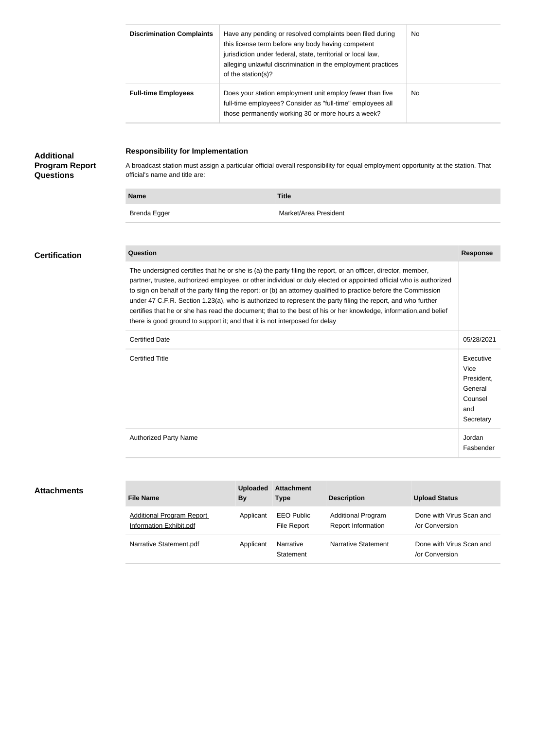| | | |
|---|---|---|
| **Discrimination Complaints** | Have any pending or resolved complaints been filed during this license term before any body having competent jurisdiction under federal, state, territorial or local law, alleging unlawful discrimination in the employment practices of the station(s)? | No |
| **Full-time Employees** | Does your station employment unit employ fewer than five full-time employees? Consider as "full-time" employees all those permanently working 30 or more hours a week? | No |

## Additional Program Report Questions

### Responsibility for Implementation

A broadcast station must assign a particular official overall responsibility for equal employment opportunity at the station. That official's name and title are:

| Name | Title |
|---|---|
| Brenda Egger | Market/Area President |

## Certification

| Question | Response |
|---|---|
| The undersigned certifies that he or she is (a) the party filing the report, or an officer, director, member, partner, trustee, authorized employee, or other individual or duly elected or appointed official who is authorized to sign on behalf of the party filing the report; or (b) an attorney qualified to practice before the Commission under 47 C.F.R. Section 1.23(a), who is authorized to represent the party filing the report, and who further certifies that he or she has read the document; that to the best of his or her knowledge, information,and belief there is good ground to support it; and that it is not interposed for delay | |
| Certified Date | 05/28/2021 |
| Certified Title | Executive Vice President, General Counsel and Secretary |
| Authorized Party Name | Jordan Fasbender |

## Attachments

| File Name | Uploaded By | Attachment Type | Description | Upload Status |
|---|---|---|---|---|
| Additional Program Report Information Exhibit.pdf | Applicant | EEO Public File Report | Additional Program Report Information | Done with Virus Scan and /or Conversion |
| Narrative Statement.pdf | Applicant | Narrative Statement | Narrative Statement | Done with Virus Scan and /or Conversion |